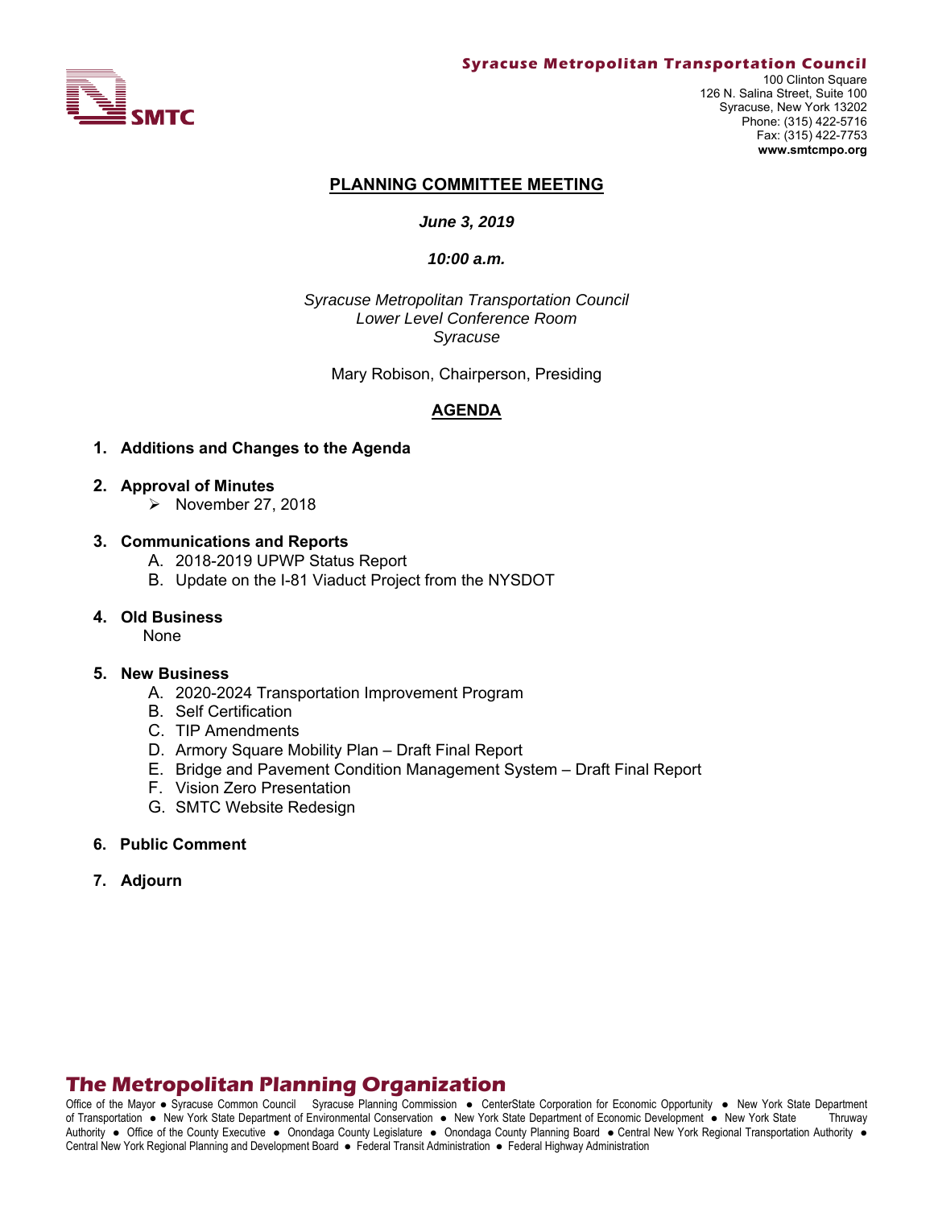**Syracuse Metropolitan Transportation Council**
100 Clinton Square
126 N. Salina Street, Suite 100
Syracuse, New York 13202
Phone: (315) 422-5716
Fax: (315) 422-7753
**www.smtcmpo.org**

SMTC

## PLANNING COMMITTEE MEETING

***June 3, 2019***

***10:00 a.m.***

*Syracuse Metropolitan Transportation Council*
*Lower Level Conference Room*
*Syracuse*

Mary Robison, Chairperson, Presiding

## AGENDA

1. **Additions and Changes to the Agenda**

2. **Approval of Minutes**
   - November 27, 2018

3. **Communications and Reports**
   A. 2018-2019 UPWP Status Report
   B. Update on the I-81 Viaduct Project from the NYSDOT

4. **Old Business**
   None

5. **New Business**
   A. 2020-2024 Transportation Improvement Program
   B. Self Certification
   C. TIP Amendments
   D. Armory Square Mobility Plan – Draft Final Report
   E. Bridge and Pavement Condition Management System – Draft Final Report
   F. Vision Zero Presentation
   G. SMTC Website Redesign

6. **Public Comment**

7. **Adjourn**

**The Metropolitan Planning Organization**

Office of the Mayor ● Syracuse Common Council Syracuse Planning Commission ● CenterState Corporation for Economic Opportunity ● New York State Department of Transportation ● New York State Department of Environmental Conservation ● New York State Department of Economic Development ● New York State Thruway Authority ● Office of the County Executive ● Onondaga County Legislature ● Onondaga County Planning Board ● Central New York Regional Transportation Authority ● Central New York Regional Planning and Development Board ● Federal Transit Administration ● Federal Highway Administration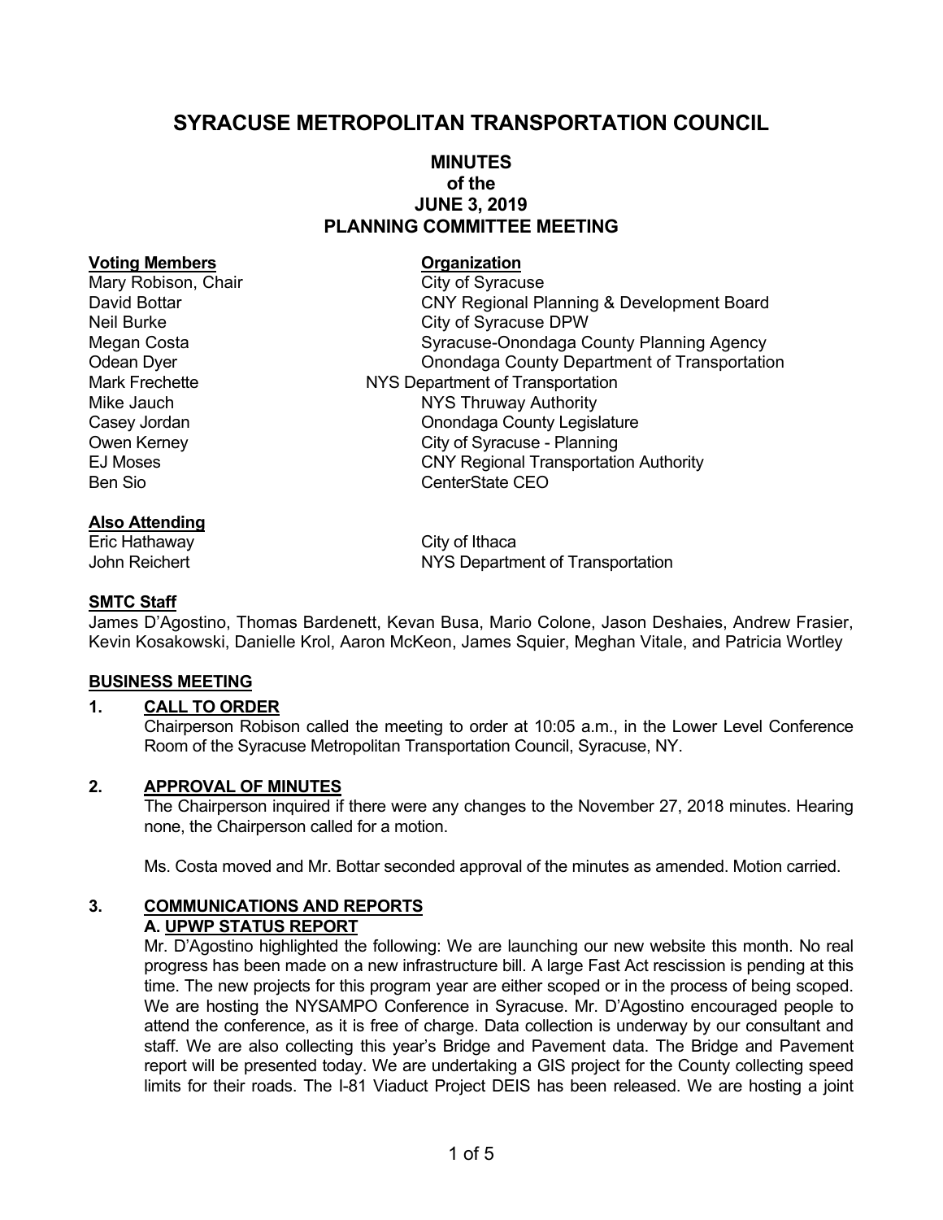# SYRACUSE METROPOLITAN TRANSPORTATION COUNCIL

## MINUTES
## of the
## JUNE 3, 2019
## PLANNING COMMITTEE MEETING

| **Voting Members** | **Organization** |
|---|---|
| Mary Robison, Chair | City of Syracuse |
| David Bottar | CNY Regional Planning & Development Board |
| Neil Burke | City of Syracuse DPW |
| Megan Costa | Syracuse-Onondaga County Planning Agency |
| Odean Dyer | Onondaga County Department of Transportation |
| Mark Frechette | NYS Department of Transportation |
| Mike Jauch | NYS Thruway Authority |
| Casey Jordan | Onondaga County Legislature |
| Owen Kerney | City of Syracuse - Planning |
| EJ Moses | CNY Regional Transportation Authority |
| Ben Sio | CenterState CEO |

| **Also Attending** | |
|---|---|
| Eric Hathaway | City of Ithaca |
| John Reichert | NYS Department of Transportation |

**SMTC Staff**

James D'Agostino, Thomas Bardenett, Kevan Busa, Mario Colone, Jason Deshaies, Andrew Frasier, Kevin Kosakowski, Danielle Krol, Aaron McKeon, James Squier, Meghan Vitale, and Patricia Wortley

**BUSINESS MEETING**

**1. CALL TO ORDER**

Chairperson Robison called the meeting to order at 10:05 a.m., in the Lower Level Conference Room of the Syracuse Metropolitan Transportation Council, Syracuse, NY.

**2. APPROVAL OF MINUTES**

The Chairperson inquired if there were any changes to the November 27, 2018 minutes. Hearing none, the Chairperson called for a motion.

Ms. Costa moved and Mr. Bottar seconded approval of the minutes as amended. Motion carried.

**3. COMMUNICATIONS AND REPORTS**

**A. UPWP STATUS REPORT**

Mr. D'Agostino highlighted the following: We are launching our new website this month. No real progress has been made on a new infrastructure bill. A large Fast Act rescission is pending at this time. The new projects for this program year are either scoped or in the process of being scoped. We are hosting the NYSAMPO Conference in Syracuse. Mr. D'Agostino encouraged people to attend the conference, as it is free of charge. Data collection is underway by our consultant and staff. We are also collecting this year's Bridge and Pavement data. The Bridge and Pavement report will be presented today. We are undertaking a GIS project for the County collecting speed limits for their roads. The I-81 Viaduct Project DEIS has been released. We are hosting a joint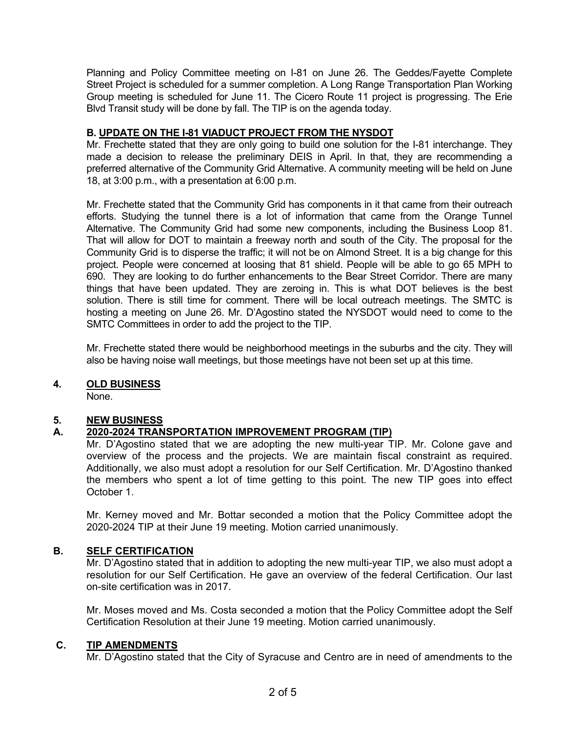Planning and Policy Committee meeting on I-81 on June 26. The Geddes/Fayette Complete Street Project is scheduled for a summer completion. A Long Range Transportation Plan Working Group meeting is scheduled for June 11. The Cicero Route 11 project is progressing. The Erie Blvd Transit study will be done by fall. The TIP is on the agenda today.

**B. UPDATE ON THE I-81 VIADUCT PROJECT FROM THE NYSDOT**

Mr. Frechette stated that they are only going to build one solution for the I-81 interchange. They made a decision to release the preliminary DEIS in April. In that, they are recommending a preferred alternative of the Community Grid Alternative. A community meeting will be held on June 18, at 3:00 p.m., with a presentation at 6:00 p.m.

Mr. Frechette stated that the Community Grid has components in it that came from their outreach efforts. Studying the tunnel there is a lot of information that came from the Orange Tunnel Alternative. The Community Grid had some new components, including the Business Loop 81. That will allow for DOT to maintain a freeway north and south of the City. The proposal for the Community Grid is to disperse the traffic; it will not be on Almond Street. It is a big change for this project. People were concerned at loosing that 81 shield. People will be able to go 65 MPH to 690. They are looking to do further enhancements to the Bear Street Corridor. There are many things that have been updated. They are zeroing in. This is what DOT believes is the best solution. There is still time for comment. There will be local outreach meetings. The SMTC is hosting a meeting on June 26. Mr. D'Agostino stated the NYSDOT would need to come to the SMTC Committees in order to add the project to the TIP.

Mr. Frechette stated there would be neighborhood meetings in the suburbs and the city. They will also be having noise wall meetings, but those meetings have not been set up at this time.

## 4. OLD BUSINESS

None.

## 5. NEW BUSINESS

### A. 2020-2024 TRANSPORTATION IMPROVEMENT PROGRAM (TIP)

Mr. D'Agostino stated that we are adopting the new multi-year TIP. Mr. Colone gave and overview of the process and the projects. We are maintain fiscal constraint as required. Additionally, we also must adopt a resolution for our Self Certification. Mr. D'Agostino thanked the members who spent a lot of time getting to this point. The new TIP goes into effect October 1.

Mr. Kerney moved and Mr. Bottar seconded a motion that the Policy Committee adopt the 2020-2024 TIP at their June 19 meeting. Motion carried unanimously.

### B. SELF CERTIFICATION

Mr. D'Agostino stated that in addition to adopting the new multi-year TIP, we also must adopt a resolution for our Self Certification. He gave an overview of the federal Certification. Our last on-site certification was in 2017.

Mr. Moses moved and Ms. Costa seconded a motion that the Policy Committee adopt the Self Certification Resolution at their June 19 meeting. Motion carried unanimously.

### C. TIP AMENDMENTS

Mr. D'Agostino stated that the City of Syracuse and Centro are in need of amendments to the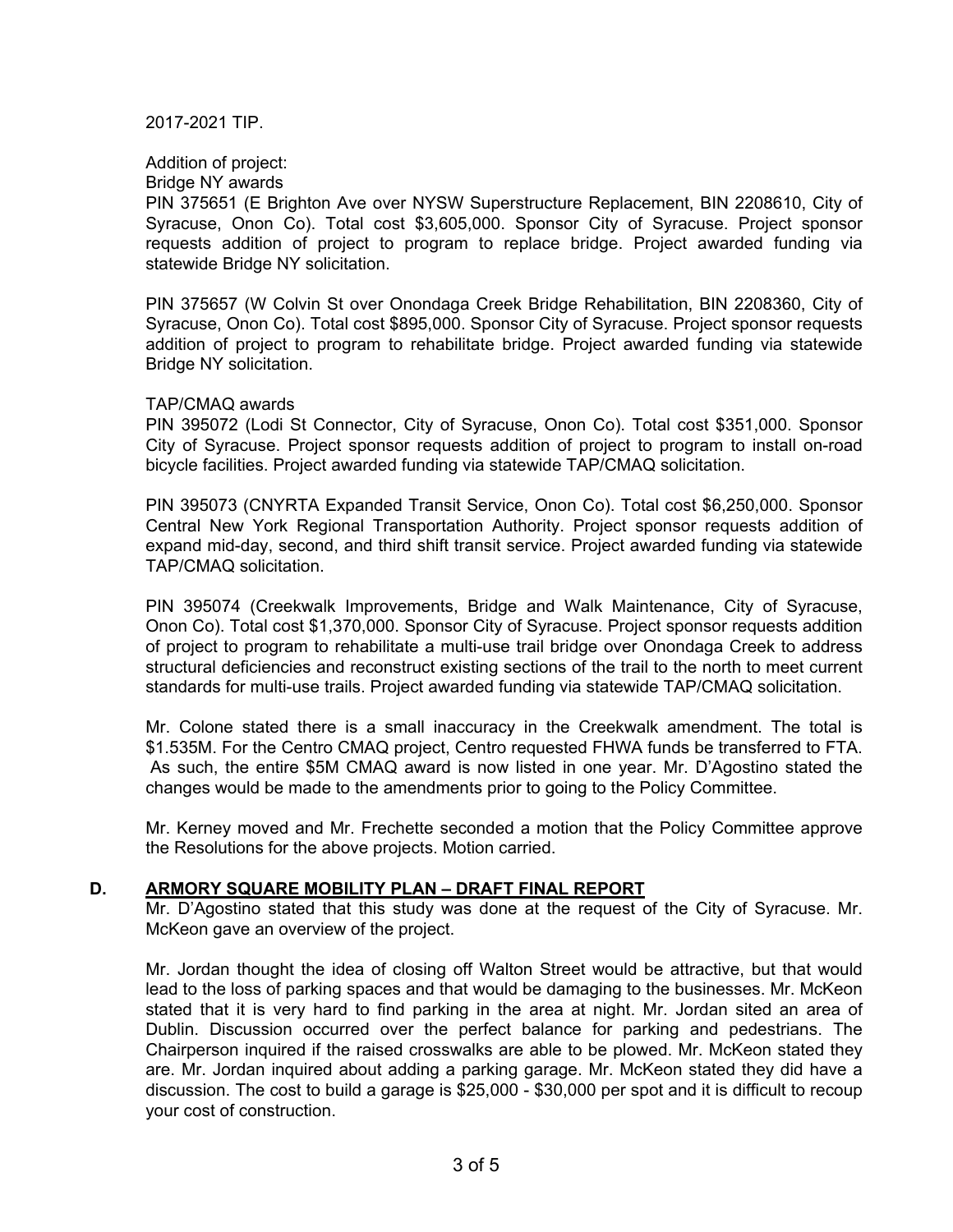2017-2021 TIP.

Addition of project:

Bridge NY awards

PIN 375651 (E Brighton Ave over NYSW Superstructure Replacement, BIN 2208610, City of Syracuse, Onon Co). Total cost $3,605,000. Sponsor City of Syracuse. Project sponsor requests addition of project to program to replace bridge. Project awarded funding via statewide Bridge NY solicitation.

PIN 375657 (W Colvin St over Onondaga Creek Bridge Rehabilitation, BIN 2208360, City of Syracuse, Onon Co). Total cost $895,000. Sponsor City of Syracuse. Project sponsor requests addition of project to program to rehabilitate bridge. Project awarded funding via statewide Bridge NY solicitation.

TAP/CMAQ awards

PIN 395072 (Lodi St Connector, City of Syracuse, Onon Co). Total cost $351,000. Sponsor City of Syracuse. Project sponsor requests addition of project to program to install on-road bicycle facilities. Project awarded funding via statewide TAP/CMAQ solicitation.

PIN 395073 (CNYRTA Expanded Transit Service, Onon Co). Total cost $6,250,000. Sponsor Central New York Regional Transportation Authority. Project sponsor requests addition of expand mid-day, second, and third shift transit service. Project awarded funding via statewide TAP/CMAQ solicitation.

PIN 395074 (Creekwalk Improvements, Bridge and Walk Maintenance, City of Syracuse, Onon Co). Total cost $1,370,000. Sponsor City of Syracuse. Project sponsor requests addition of project to program to rehabilitate a multi-use trail bridge over Onondaga Creek to address structural deficiencies and reconstruct existing sections of the trail to the north to meet current standards for multi-use trails. Project awarded funding via statewide TAP/CMAQ solicitation.

Mr. Colone stated there is a small inaccuracy in the Creekwalk amendment. The total is $1.535M. For the Centro CMAQ project, Centro requested FHWA funds be transferred to FTA. As such, the entire $5M CMAQ award is now listed in one year. Mr. D'Agostino stated the changes would be made to the amendments prior to going to the Policy Committee.

Mr. Kerney moved and Mr. Frechette seconded a motion that the Policy Committee approve the Resolutions for the above projects. Motion carried.

## D. ARMORY SQUARE MOBILITY PLAN – DRAFT FINAL REPORT

Mr. D'Agostino stated that this study was done at the request of the City of Syracuse. Mr. McKeon gave an overview of the project.

Mr. Jordan thought the idea of closing off Walton Street would be attractive, but that would lead to the loss of parking spaces and that would be damaging to the businesses. Mr. McKeon stated that it is very hard to find parking in the area at night. Mr. Jordan sited an area of Dublin. Discussion occurred over the perfect balance for parking and pedestrians. The Chairperson inquired if the raised crosswalks are able to be plowed. Mr. McKeon stated they are. Mr. Jordan inquired about adding a parking garage. Mr. McKeon stated they did have a discussion. The cost to build a garage is $25,000 - $30,000 per spot and it is difficult to recoup your cost of construction.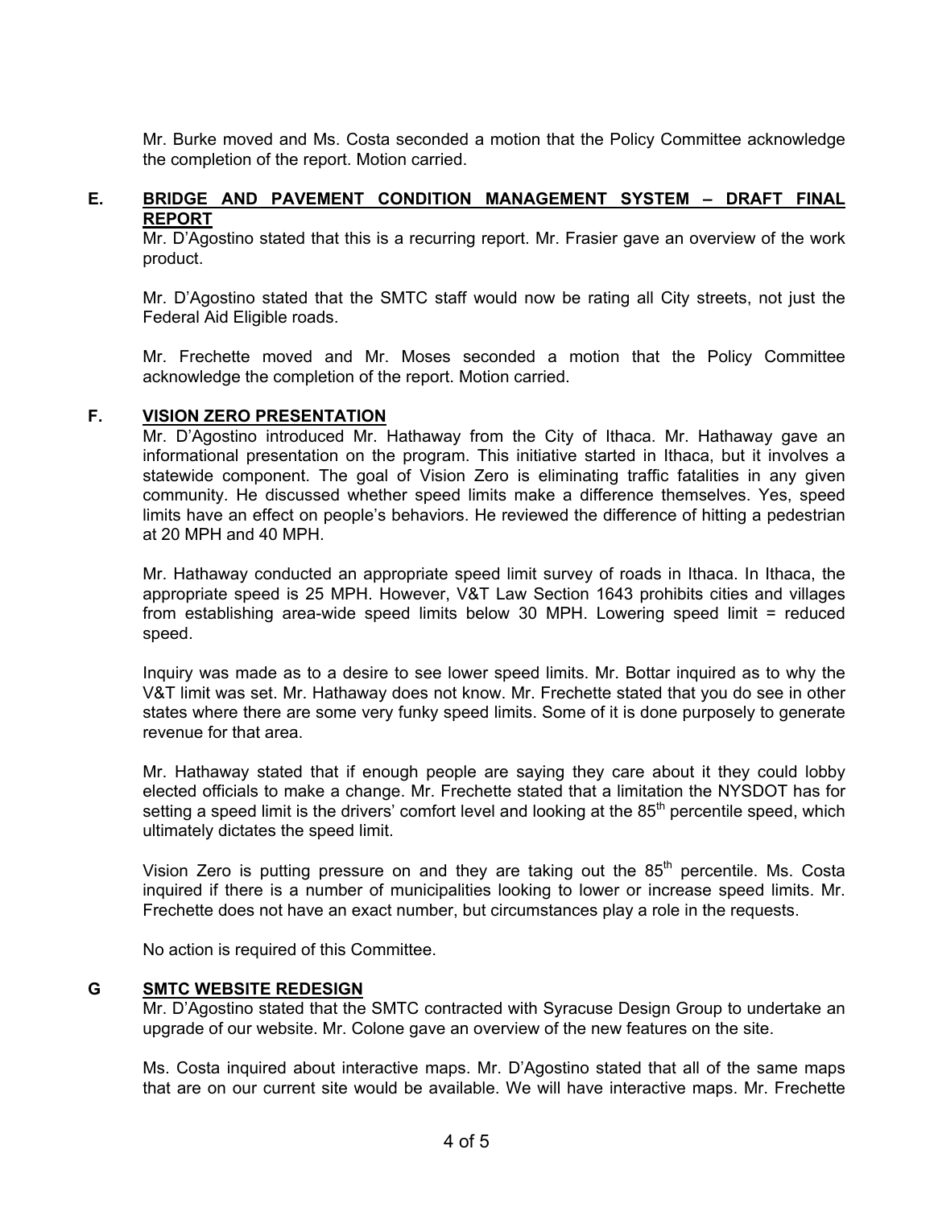Mr. Burke moved and Ms. Costa seconded a motion that the Policy Committee acknowledge the completion of the report. Motion carried.

**E. BRIDGE AND PAVEMENT CONDITION MANAGEMENT SYSTEM – DRAFT FINAL REPORT**

Mr. D'Agostino stated that this is a recurring report. Mr. Frasier gave an overview of the work product.

Mr. D'Agostino stated that the SMTC staff would now be rating all City streets, not just the Federal Aid Eligible roads.

Mr. Frechette moved and Mr. Moses seconded a motion that the Policy Committee acknowledge the completion of the report. Motion carried.

**F. VISION ZERO PRESENTATION**

Mr. D'Agostino introduced Mr. Hathaway from the City of Ithaca. Mr. Hathaway gave an informational presentation on the program. This initiative started in Ithaca, but it involves a statewide component. The goal of Vision Zero is eliminating traffic fatalities in any given community. He discussed whether speed limits make a difference themselves. Yes, speed limits have an effect on people's behaviors. He reviewed the difference of hitting a pedestrian at 20 MPH and 40 MPH.

Mr. Hathaway conducted an appropriate speed limit survey of roads in Ithaca. In Ithaca, the appropriate speed is 25 MPH. However, V&T Law Section 1643 prohibits cities and villages from establishing area-wide speed limits below 30 MPH. Lowering speed limit = reduced speed.

Inquiry was made as to a desire to see lower speed limits. Mr. Bottar inquired as to why the V&T limit was set. Mr. Hathaway does not know. Mr. Frechette stated that you do see in other states where there are some very funky speed limits. Some of it is done purposely to generate revenue for that area.

Mr. Hathaway stated that if enough people are saying they care about it they could lobby elected officials to make a change. Mr. Frechette stated that a limitation the NYSDOT has for setting a speed limit is the drivers' comfort level and looking at the 85th percentile speed, which ultimately dictates the speed limit.

Vision Zero is putting pressure on and they are taking out the 85th percentile. Ms. Costa inquired if there is a number of municipalities looking to lower or increase speed limits. Mr. Frechette does not have an exact number, but circumstances play a role in the requests.

No action is required of this Committee.

**G SMTC WEBSITE REDESIGN**

Mr. D'Agostino stated that the SMTC contracted with Syracuse Design Group to undertake an upgrade of our website. Mr. Colone gave an overview of the new features on the site.

Ms. Costa inquired about interactive maps. Mr. D'Agostino stated that all of the same maps that are on our current site would be available. We will have interactive maps. Mr. Frechette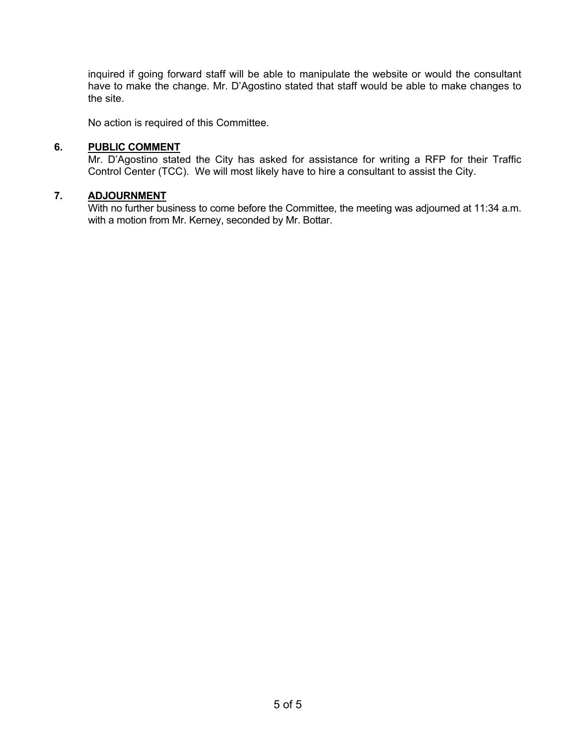inquired if going forward staff will be able to manipulate the website or would the consultant have to make the change. Mr. D'Agostino stated that staff would be able to make changes to the site.

No action is required of this Committee.

**6. PUBLIC COMMENT**

Mr. D'Agostino stated the City has asked for assistance for writing a RFP for their Traffic Control Center (TCC). We will most likely have to hire a consultant to assist the City.

**7. ADJOURNMENT**

With no further business to come before the Committee, the meeting was adjourned at 11:34 a.m. with a motion from Mr. Kerney, seconded by Mr. Bottar.